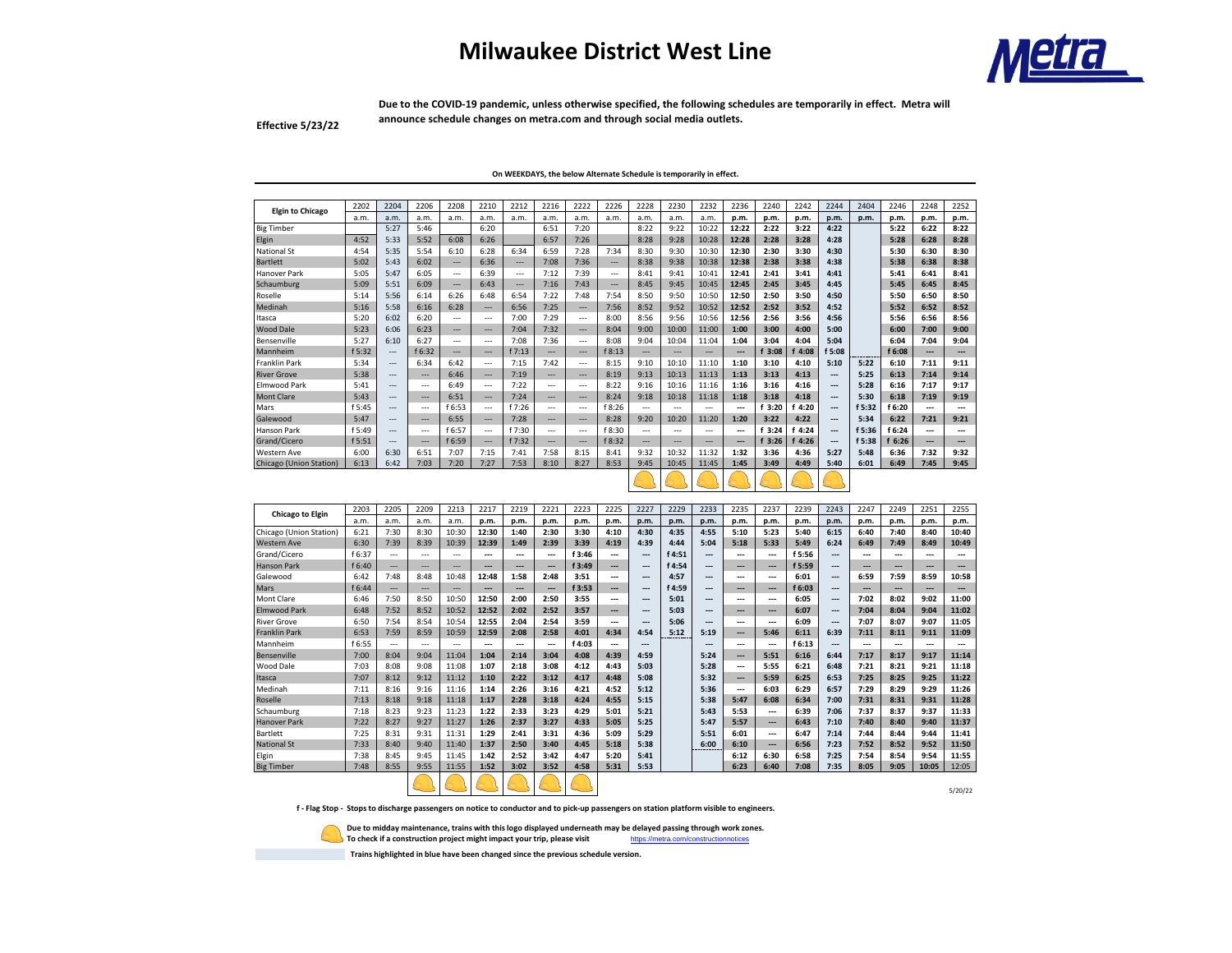# Milwaukee District West Line

**Effective 5/23/22**

**Due to the COVID-19 pandemic, unless otherwise specified, the following schedules are temporarily in effect. Metra will announce schedule changes on metra.com and through social media outlets.**

**On WEEKDAYS, the below Alternate Schedule is temporarily in effect.**

| Elgin to Chicago | 2202 | 2204 | 2206 | 2208 | 2210 | 2212 | 2216 | 2222 | 2226 | 2228 | 2230 | 2232 | 2236 | 2240 | 2242 | 2244 | 2404 | 2246 | 2248 | 2252 |
|---|---|---|---|---|---|---|---|---|---|---|---|---|---|---|---|---|---|---|---|---|
| | a.m. | a.m. | a.m. | a.m. | a.m. | a.m. | a.m. | a.m. | a.m. | a.m. | a.m. | a.m. | p.m. | p.m. | p.m. | p.m. | p.m. | p.m. | p.m. | p.m. |
| Big Timber | | 5:27 | 5:46 | | 6:20 | | 6:51 | 7:20 | | 8:22 | 9:22 | 10:22 | 12:22 | 2:22 | 3:22 | 4:22 | | 5:22 | 6:22 | 8:22 |
| Elgin | 4:52 | 5:33 | 5:52 | 6:08 | 6:26 | | 6:57 | 7:26 | | 8:28 | 9:28 | 10:28 | 12:28 | 2:28 | 3:28 | 4:28 | | 5:28 | 6:28 | 8:28 |
| National St | 4:54 | 5:35 | 5:54 | 6:10 | 6:28 | 6:34 | 6:59 | 7:28 | 7:34 | 8:30 | 9:30 | 10:30 | 12:30 | 2:30 | 3:30 | 4:30 | | 5:30 | 6:30 | 8:30 |
| Bartlett | 5:02 | 5:43 | 6:02 | --- | 6:36 | --- | 7:08 | 7:36 | --- | 8:38 | 9:38 | 10:38 | 12:38 | 2:38 | 3:38 | 4:38 | | 5:38 | 6:38 | 8:38 |
| Hanover Park | 5:05 | 5:47 | 6:05 | --- | 6:39 | --- | 7:12 | 7:39 | --- | 8:41 | 9:41 | 10:41 | 12:41 | 2:41 | 3:41 | 4:41 | | 5:41 | 6:41 | 8:41 |
| Schaumburg | 5:09 | 5:51 | 6:09 | --- | 6:43 | --- | 7:16 | 7:43 | --- | 8:45 | 9:45 | 10:45 | 12:45 | 2:45 | 3:45 | 4:45 | | 5:45 | 6:45 | 8:45 |
| Roselle | 5:14 | 5:56 | 6:14 | 6:26 | 6:48 | 6:54 | 7:22 | 7:48 | 7:54 | 8:50 | 9:50 | 10:50 | 12:50 | 2:50 | 3:50 | 4:50 | | 5:50 | 6:50 | 8:50 |
| Medinah | 5:16 | 5:58 | 6:16 | 6:28 | --- | 6:56 | 7:25 | --- | 7:56 | 8:52 | 9:52 | 10:52 | 12:52 | 2:52 | 3:52 | 4:52 | | 5:52 | 6:52 | 8:52 |
| Itasca | 5:20 | 6:02 | 6:20 | --- | --- | 7:00 | 7:29 | --- | 8:00 | 8:56 | 9:56 | 10:56 | 12:56 | 2:56 | 3:56 | 4:56 | | 5:56 | 6:56 | 8:56 |
| Wood Dale | 5:23 | 6:06 | 6:23 | --- | --- | 7:04 | 7:32 | --- | 8:04 | 9:00 | 10:00 | 11:00 | 1:00 | 3:00 | 4:00 | 5:00 | | 6:00 | 7:00 | 9:00 |
| Bensenville | 5:27 | 6:10 | 6:27 | --- | --- | 7:08 | 7:36 | --- | 8:08 | 9:04 | 10:04 | 11:04 | 1:04 | 3:04 | 4:04 | 5:04 | | 6:04 | 7:04 | 9:04 |
| Mannheim | f 5:32 | --- | f 6:32 | --- | --- | f 7:13 | --- | --- | f 8:13 | --- | --- | --- | --- | f 3:08 | f 4:08 | f 5:08 | | f 6:08 | --- | --- |
| Franklin Park | 5:34 | --- | 6:34 | 6:42 | --- | 7:15 | 7:42 | --- | 8:15 | 9:10 | 10:10 | 11:10 | 1:10 | 3:10 | 4:10 | 5:10 | 5:22 | 6:10 | 7:11 | 9:11 |
| River Grove | 5:38 | --- | --- | 6:46 | --- | 7:19 | --- | --- | 8:19 | 9:13 | 10:13 | 11:13 | 1:13 | 3:13 | 4:13 | --- | 5:25 | 6:13 | 7:14 | 9:14 |
| Elmwood Park | 5:41 | --- | --- | 6:49 | --- | 7:22 | --- | --- | 8:22 | 9:16 | 10:16 | 11:16 | 1:16 | 3:16 | 4:16 | --- | 5:28 | 6:16 | 7:17 | 9:17 |
| Mont Clare | 5:43 | --- | --- | 6:51 | --- | 7:24 | --- | --- | 8:24 | 9:18 | 10:18 | 11:18 | 1:18 | 3:18 | 4:18 | --- | 5:30 | 6:18 | 7:19 | 9:19 |
| Mars | f 5:45 | --- | --- | f 6:53 | --- | f 7:26 | --- | --- | f 8:26 | --- | --- | --- | --- | f 3:20 | f 4:20 | --- | f 5:32 | f 6:20 | --- | --- |
| Galewood | 5:47 | --- | --- | 6:55 | --- | 7:28 | --- | --- | 8:28 | 9:20 | 10:20 | 11:20 | 1:20 | 3:22 | 4:22 | --- | 5:34 | 6:22 | 7:21 | 9:21 |
| Hanson Park | f 5:49 | --- | --- | f 6:57 | --- | f 7:30 | --- | --- | f 8:30 | --- | --- | --- | --- | f 3:24 | f 4:24 | --- | f 5:36 | f 6:24 | --- | --- |
| Grand/Cicero | f 5:51 | --- | --- | f 6:59 | --- | f 7:32 | --- | --- | f 8:32 | --- | --- | --- | --- | f 3:26 | f 4:26 | --- | f 5:38 | f 6:26 | --- | --- |
| Western Ave | 6:00 | 6:30 | 6:51 | 7:07 | 7:15 | 7:41 | 7:58 | 8:15 | 8:41 | 9:32 | 10:32 | 11:32 | 1:32 | 3:36 | 4:36 | 5:27 | 5:48 | 6:36 | 7:32 | 9:32 |
| Chicago (Union Station) | 6:13 | 6:42 | 7:03 | 7:20 | 7:27 | 7:53 | 8:10 | 8:27 | 8:53 | 9:45 | 10:45 | 11:45 | 1:45 | 3:49 | 4:49 | 5:40 | 6:01 | 6:49 | 7:45 | 9:45 |

| Chicago to Elgin | 2203 | 2205 | 2209 | 2213 | 2217 | 2219 | 2221 | 2223 | 2225 | 2227 | 2229 | 2233 | 2235 | 2237 | 2239 | 2243 | 2247 | 2249 | 2251 | 2255 |
|---|---|---|---|---|---|---|---|---|---|---|---|---|---|---|---|---|---|---|---|---|
| | a.m. | a.m. | a.m. | a.m. | p.m. | p.m. | p.m. | p.m. | p.m. | p.m. | p.m. | p.m. | p.m. | p.m. | p.m. | p.m. | p.m. | p.m. | p.m. | p.m. |
| Chicago (Union Station) | 6:21 | 7:30 | 8:30 | 10:30 | 12:30 | 1:40 | 2:30 | 3:30 | 4:10 | 4:30 | 4:35 | 4:55 | 5:10 | 5:23 | 5:40 | 6:15 | 6:40 | 7:40 | 8:40 | 10:40 |
| Western Ave | 6:30 | 7:39 | 8:39 | 10:39 | 12:39 | 1:49 | 2:39 | 3:39 | 4:19 | 4:39 | 4:44 | 5:04 | 5:18 | 5:33 | 5:49 | 6:24 | 6:49 | 7:49 | 8:49 | 10:49 |
| Grand/Cicero | f 6:37 | --- | --- | --- | --- | --- | --- | f 3:46 | --- | --- | f 4:51 | --- | --- | --- | f 5:56 | --- | --- | --- | --- | --- |
| Hanson Park | f 6:40 | --- | --- | --- | --- | --- | --- | f 3:49 | --- | --- | f 4:54 | --- | --- | --- | f 5:59 | --- | --- | --- | --- | --- |
| Galewood | 6:42 | 7:48 | 8:48 | 10:48 | 12:48 | 1:58 | 2:48 | 3:51 | --- | --- | 4:57 | --- | --- | --- | 6:01 | --- | 6:59 | 7:59 | 8:59 | 10:58 |
| Mars | f 6:44 | --- | --- | --- | --- | --- | --- | f 3:53 | --- | --- | f 4:59 | --- | --- | --- | f 6:03 | --- | --- | --- | --- | --- |
| Mont Clare | 6:46 | 7:50 | 8:50 | 10:50 | 12:50 | 2:00 | 2:50 | 3:55 | --- | --- | 5:01 | --- | --- | --- | 6:05 | --- | 7:02 | 8:02 | 9:02 | 11:00 |
| Elmwood Park | 6:48 | 7:52 | 8:52 | 10:52 | 12:52 | 2:02 | 2:52 | 3:57 | --- | --- | 5:03 | --- | --- | --- | 6:07 | --- | 7:04 | 8:04 | 9:04 | 11:02 |
| River Grove | 6:50 | 7:54 | 8:54 | 10:54 | 12:55 | 2:04 | 2:54 | 3:59 | --- | --- | 5:06 | --- | --- | --- | 6:09 | --- | 7:07 | 8:07 | 9:07 | 11:05 |
| Franklin Park | 6:53 | 7:59 | 8:59 | 10:59 | 12:59 | 2:08 | 2:58 | 4:01 | 4:34 | 4:54 | 5:12 | 5:19 | --- | 5:46 | 6:11 | 6:39 | 7:11 | 8:11 | 9:11 | 11:09 |
| Mannheim | f 6:55 | --- | --- | --- | --- | --- | --- | f 4:03 | --- | --- | | --- | --- | --- | f 6:13 | --- | --- | --- | --- | --- |
| Bensenville | 7:00 | 8:04 | 9:04 | 11:04 | 1:04 | 2:14 | 3:04 | 4:08 | 4:39 | 4:59 | | 5:24 | --- | 5:51 | 6:16 | 6:44 | 7:17 | 8:17 | 9:17 | 11:14 |
| Wood Dale | 7:03 | 8:08 | 9:08 | 11:08 | 1:07 | 2:18 | 3:08 | 4:12 | 4:43 | 5:03 | | 5:28 | --- | 5:55 | 6:21 | 6:48 | 7:21 | 8:21 | 9:21 | 11:18 |
| Itasca | 7:07 | 8:12 | 9:12 | 11:12 | 1:10 | 2:22 | 3:12 | 4:17 | 4:48 | 5:08 | | 5:32 | --- | 5:59 | 6:25 | 6:53 | 7:25 | 8:25 | 9:25 | 11:22 |
| Medinah | 7:11 | 8:16 | 9:16 | 11:16 | 1:14 | 2:26 | 3:16 | 4:21 | 4:52 | 5:12 | | 5:36 | --- | 6:03 | 6:29 | 6:57 | 7:29 | 8:29 | 9:29 | 11:26 |
| Roselle | 7:13 | 8:18 | 9:18 | 11:18 | 1:17 | 2:28 | 3:18 | 4:24 | 4:55 | 5:15 | | 5:38 | 5:47 | 6:08 | 6:34 | 7:00 | 7:31 | 8:31 | 9:31 | 11:28 |
| Schaumburg | 7:18 | 8:23 | 9:23 | 11:23 | 1:22 | 2:33 | 3:23 | 4:29 | 5:01 | 5:21 | | 5:43 | 5:53 | --- | 6:39 | 7:06 | 7:37 | 8:37 | 9:37 | 11:33 |
| Hanover Park | 7:22 | 8:27 | 9:27 | 11:27 | 1:26 | 2:37 | 3:27 | 4:33 | 5:05 | 5:25 | | 5:47 | 5:57 | --- | 6:43 | 7:10 | 7:40 | 8:40 | 9:40 | 11:37 |
| Bartlett | 7:25 | 8:31 | 9:31 | 11:31 | 1:29 | 2:41 | 3:31 | 4:36 | 5:09 | 5:29 | | 5:51 | 6:01 | --- | 6:47 | 7:14 | 7:44 | 8:44 | 9:44 | 11:41 |
| National St | 7:33 | 8:40 | 9:40 | 11:40 | 1:37 | 2:50 | 3:40 | 4:45 | 5:18 | 5:38 | | 6:00 | 6:10 | --- | 6:56 | 7:23 | 7:52 | 8:52 | 9:52 | 11:50 |
| Elgin | 7:38 | 8:45 | 9:45 | 11:45 | 1:42 | 2:52 | 3:42 | 4:47 | 5:20 | 5:41 | | | 6:12 | 6:30 | 6:58 | 7:25 | 7:54 | 8:54 | 9:54 | 11:55 |
| Big Timber | 7:48 | 8:55 | 9:55 | 11:55 | 1:52 | 3:02 | 3:52 | 4:58 | 5:31 | 5:53 | | | 6:23 | 6:40 | 7:08 | 7:35 | 8:05 | 9:05 | 10:05 | 12:05 |

5/20/22

**f - Flag Stop - Stops to discharge passengers on notice to conductor and to pick-up passengers on station platform visible to engineers.**

**Due to midday maintenance, trains with this logo displayed underneath may be delayed passing through work zones. To check if a construction project might impact your trip, please visit** https://metra.com/constructionnotices

**Trains highlighted in blue have been changed since the previous schedule version.**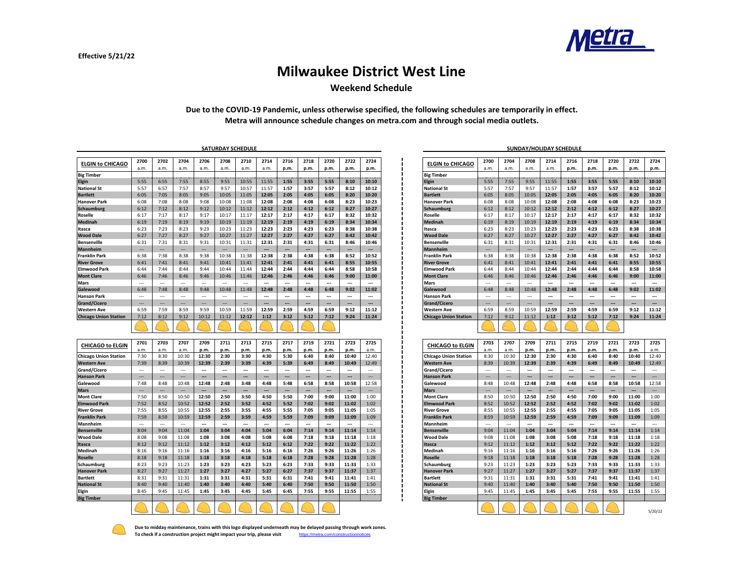Effective 5/21/22

# Milwaukee District West Line

## Weekend Schedule

**Due to the COVID-19 Pandemic, unless otherwise specified, the following schedules are temporarily in effect. Metra will announce schedule changes on metra.com and through social media outlets.**

### SATURDAY SCHEDULE

| ELGIN to CHICAGO | 2700 | 2702 | 2704 | 2706 | 2708 | 2710 | 2714 | 2716 | 2718 | 2720 | 2722 | 2724 |
|---|---|---|---|---|---|---|---|---|---|---|---|---|
| | a.m. | a.m. | a.m. | a.m. | a.m. | a.m. | a.m. | p.m. | p.m. | p.m. | p.m. | p.m. |
| Big Timber | | | | | | | | | | | | |
| Elgin | 5:55 | 6:55 | 7:55 | 8:55 | 9:55 | 10:55 | 11:55 | 1:55 | 3:55 | 5:55 | 8:10 | 10:10 |
| National St | 5:57 | 6:57 | 7:57 | 8:57 | 9:57 | 10:57 | 11:57 | 1:57 | 3:57 | 5:57 | 8:12 | 10:12 |
| Bartlett | 6:05 | 7:05 | 8:05 | 9:05 | 10:05 | 11:05 | 12:05 | 2:05 | 4:05 | 6:05 | 8:20 | 10:20 |
| Hanover Park | 6:08 | 7:08 | 8:08 | 9:08 | 10:08 | 11:08 | 12:08 | 2:08 | 4:08 | 6:08 | 8:23 | 10:23 |
| Schaumburg | 6:12 | 7:12 | 8:12 | 9:12 | 10:12 | 11:12 | 12:12 | 2:12 | 4:12 | 6:12 | 8:27 | 10:27 |
| Roselle | 6:17 | 7:17 | 8:17 | 9:17 | 10:17 | 11:17 | 12:17 | 2:17 | 4:17 | 6:17 | 8:32 | 10:32 |
| Medinah | 6:19 | 7:19 | 8:19 | 9:19 | 10:19 | 11:19 | 12:19 | 2:19 | 4:19 | 6:19 | 8:34 | 10:34 |
| Itasca | 6:23 | 7:23 | 8:23 | 9:23 | 10:23 | 11:23 | 12:23 | 2:23 | 4:23 | 6:23 | 8:38 | 10:38 |
| Wood Dale | 6:27 | 7:27 | 8:27 | 9:27 | 10:27 | 11:27 | 12:27 | 2:27 | 4:27 | 6:27 | 8:42 | 10:42 |
| Bensenville | 6:31 | 7:31 | 8:31 | 9:31 | 10:31 | 11:31 | 12:31 | 2:31 | 4:31 | 6:31 | 8:46 | 10:46 |
| Mannheim | --- | --- | --- | --- | --- | --- | --- | --- | --- | --- | --- | --- |
| Franklin Park | 6:38 | 7:38 | 8:38 | 9:38 | 10:38 | 11:38 | 12:38 | 2:38 | 4:38 | 6:38 | 8:52 | 10:52 |
| River Grove | 6:41 | 7:41 | 8:41 | 9:41 | 10:41 | 11:41 | 12:41 | 2:41 | 4:41 | 6:41 | 8:55 | 10:55 |
| Elmwood Park | 6:44 | 7:44 | 8:44 | 9:44 | 10:44 | 11:44 | 12:44 | 2:44 | 4:44 | 6:44 | 8:58 | 10:58 |
| Mont Clare | 6:46 | 7:46 | 8:46 | 9:46 | 10:46 | 11:46 | 12:46 | 2:46 | 4:46 | 6:46 | 9:00 | 11:00 |
| Mars | --- | --- | --- | --- | --- | --- | --- | --- | --- | --- | --- | --- |
| Galewood | 6:48 | 7:48 | 8:48 | 9:48 | 10:48 | 11:48 | 12:48 | 2:48 | 4:48 | 6:48 | 9:02 | 11:02 |
| Hanson Park | --- | --- | --- | --- | --- | --- | --- | --- | --- | --- | --- | --- |
| Grand/Cicero | --- | --- | --- | --- | --- | --- | --- | --- | --- | --- | --- | --- |
| Western Ave | 6:59 | 7:59 | 8:59 | 9:59 | 10:59 | 11:59 | 12:59 | 2:59 | 4:59 | 6:59 | 9:12 | 11:12 |
| Chicago Union Station | 7:12 | 8:12 | 9:12 | 10:12 | 11:12 | 12:12 | 1:12 | 3:12 | 5:12 | 7:12 | 9:24 | 11:24 |
| | [logo] | [logo] | [logo] | [logo] | [logo] | [logo] | [logo] | [logo] | [logo] | [logo] | | |

| CHICAGO to ELGIN | 2701 | 2703 | 2707 | 2709 | 2711 | 2713 | 2715 | 2717 | 2719 | 2721 | 2723 | 2725 |
|---|---|---|---|---|---|---|---|---|---|---|---|---|
| | a.m. | a.m. | a.m. | p.m. | p.m. | p.m. | p.m. | p.m. | p.m. | p.m. | p.m. | a.m. |
| Chicago Union Station | 7:30 | 8:30 | 10:30 | 12:30 | 2:30 | 3:30 | 4:30 | 5:30 | 6:40 | 8:40 | 10:40 | 12:40 |
| Western Ave | 7:39 | 8:39 | 10:39 | 12:39 | 2:39 | 3:39 | 4:39 | 5:39 | 6:49 | 8:49 | 10:49 | 12:49 |
| Grand/Cicero | --- | --- | --- | --- | --- | --- | --- | --- | --- | --- | --- | --- |
| Hanson Park | --- | --- | --- | --- | --- | --- | --- | --- | --- | --- | --- | --- |
| Galewood | 7:48 | 8:48 | 10:48 | 12:48 | 2:48 | 3:48 | 4:48 | 5:48 | 6:58 | 8:58 | 10:58 | 12:58 |
| Mars | --- | --- | --- | --- | --- | --- | --- | --- | --- | --- | --- | --- |
| Mont Clare | 7:50 | 8:50 | 10:50 | 12:50 | 2:50 | 3:50 | 4:50 | 5:50 | 7:00 | 9:00 | 11:00 | 1:00 |
| Elmwood Park | 7:52 | 8:52 | 10:52 | 12:52 | 2:52 | 3:52 | 4:52 | 5:52 | 7:02 | 9:02 | 11:02 | 1:02 |
| River Grove | 7:55 | 8:55 | 10:55 | 12:55 | 2:55 | 3:55 | 4:55 | 5:55 | 7:05 | 9:05 | 11:05 | 1:05 |
| Franklin Park | 7:59 | 8:59 | 10:59 | 12:59 | 2:59 | 3:59 | 4:59 | 5:59 | 7:09 | 9:09 | 11:09 | 1:09 |
| Mannheim | --- | --- | --- | --- | --- | --- | --- | --- | --- | --- | --- | --- |
| Bensenville | 8:04 | 9:04 | 11:04 | 1:04 | 3:04 | 4:04 | 5:04 | 6:04 | 7:14 | 9:14 | 11:14 | 1:14 |
| Wood Dale | 8:08 | 9:08 | 11:08 | 1:08 | 3:08 | 4:08 | 5:08 | 6:08 | 7:18 | 9:18 | 11:18 | 1:18 |
| Itasca | 8:12 | 9:12 | 11:12 | 1:12 | 3:12 | 4:12 | 5:12 | 6:12 | 7:22 | 9:22 | 11:22 | 1:22 |
| Medinah | 8:16 | 9:16 | 11:16 | 1:16 | 3:16 | 4:16 | 5:16 | 6:16 | 7:26 | 9:26 | 11:26 | 1:26 |
| Roselle | 8:18 | 9:18 | 11:18 | 1:18 | 3:18 | 4:18 | 5:18 | 6:18 | 7:28 | 9:28 | 11:28 | 1:28 |
| Schaumburg | 8:23 | 9:23 | 11:23 | 1:23 | 3:23 | 4:23 | 5:23 | 6:23 | 7:33 | 9:33 | 11:33 | 1:33 |
| Hanover Park | 8:27 | 9:27 | 11:27 | 1:27 | 3:27 | 4:27 | 5:27 | 6:27 | 7:37 | 9:37 | 11:37 | 1:37 |
| Bartlett | 8:31 | 9:31 | 11:31 | 1:31 | 3:31 | 4:31 | 5:31 | 6:31 | 7:41 | 9:41 | 11:41 | 1:41 |
| National St | 8:40 | 9:40 | 11:40 | 1:40 | 3:40 | 4:40 | 5:40 | 6:40 | 7:50 | 9:50 | 11:50 | 1:50 |
| Elgin | 8:45 | 9:45 | 11:45 | 1:45 | 3:45 | 4:45 | 5:45 | 6:45 | 7:55 | 9:55 | 11:55 | 1:55 |
| Big Timber | | | | | | | | | | | | |
| | [logo] | [logo] | [logo] | [logo] | [logo] | [logo] | [logo] | [logo] | [logo] | [logo] | | |

### SUNDAY/HOLIDAY SCHEDULE

| ELGIN to CHICAGO | 2700 | 2704 | 2708 | 2714 | 2716 | 2718 | 2720 | 2722 | 2724 |
|---|---|---|---|---|---|---|---|---|---|
| | a.m. | a.m. | a.m. | a.m. | p.m. | p.m. | p.m. | p.m. | p.m. |
| Big Timber | | | | | | | | | |
| Elgin | 5:55 | 7:55 | 9:55 | 11:55 | 1:55 | 3:55 | 5:55 | 8:10 | 10:10 |
| National St | 5:57 | 7:57 | 9:57 | 11:57 | 1:57 | 3:57 | 5:57 | 8:12 | 10:12 |
| Bartlett | 6:05 | 8:05 | 10:05 | 12:05 | 2:05 | 4:05 | 6:05 | 8:20 | 10:20 |
| Hanover Park | 6:08 | 8:08 | 10:08 | 12:08 | 2:08 | 4:08 | 6:08 | 8:23 | 10:23 |
| Schaumburg | 6:12 | 8:12 | 10:12 | 12:12 | 2:12 | 4:12 | 6:12 | 8:27 | 10:27 |
| Roselle | 6:17 | 8:17 | 10:17 | 12:17 | 2:17 | 4:17 | 6:17 | 8:32 | 10:32 |
| Medinah | 6:19 | 8:19 | 10:19 | 12:19 | 2:19 | 4:19 | 6:19 | 8:34 | 10:34 |
| Itasca | 6:23 | 8:23 | 10:23 | 12:23 | 2:23 | 4:23 | 6:23 | 8:38 | 10:38 |
| Wood Dale | 6:27 | 8:27 | 10:27 | 12:27 | 2:27 | 4:27 | 6:27 | 8:42 | 10:42 |
| Bensenville | 6:31 | 8:31 | 10:31 | 12:31 | 2:31 | 4:31 | 6:31 | 8:46 | 10:46 |
| Mannheim | --- | --- | --- | --- | --- | --- | --- | --- | --- |
| Franklin Park | 6:38 | 8:38 | 10:38 | 12:38 | 2:38 | 4:38 | 6:38 | 8:52 | 10:52 |
| River Grove | 6:41 | 8:41 | 10:41 | 12:41 | 2:41 | 4:41 | 6:41 | 8:55 | 10:55 |
| Elmwood Park | 6:44 | 8:44 | 10:44 | 12:44 | 2:44 | 4:44 | 6:44 | 8:58 | 10:58 |
| Mont Clare | 6:46 | 8:46 | 10:46 | 12:46 | 2:46 | 4:46 | 6:46 | 9:00 | 11:00 |
| Mars | --- | --- | --- | --- | --- | --- | --- | --- | --- |
| Galewood | 6:48 | 8:48 | 10:48 | 12:48 | 2:48 | 4:48 | 6:48 | 9:02 | 11:02 |
| Hanson Park | --- | --- | --- | --- | --- | --- | --- | --- | --- |
| Grand/Cicero | --- | --- | --- | --- | --- | --- | --- | --- | --- |
| Western Ave | 6:59 | 8:59 | 10:59 | 12:59 | 2:59 | 4:59 | 6:59 | 9:12 | 11:12 |
| Chicago Union Station | 7:12 | 9:12 | 11:12 | 1:12 | 3:12 | 5:12 | 7:12 | 9:24 | 11:24 |
| | [logo] | [logo] | [logo] | [logo] | [logo] | [logo] | [logo] | | |

| CHICAGO to ELGIN | 2703 | 2707 | 2709 | 2711 | 2715 | 2719 | 2721 | 2723 | 2725 |
|---|---|---|---|---|---|---|---|---|---|
| | a.m. | a.m. | p.m. | p.m. | p.m. | p.m. | p.m. | p.m. | a.m. |
| Chicago Union Station | 8:30 | 10:30 | 12:30 | 2:30 | 4:30 | 6:40 | 8:40 | 10:40 | 12:40 |
| Western Ave | 8:39 | 10:39 | 12:39 | 2:39 | 4:39 | 6:49 | 8:49 | 10:49 | 12:49 |
| Grand/Cicero | --- | --- | --- | --- | --- | --- | --- | --- | --- |
| Hanson Park | --- | --- | --- | --- | --- | --- | --- | --- | --- |
| Galewood | 8:48 | 10:48 | 12:48 | 2:48 | 4:48 | 6:58 | 8:58 | 10:58 | 12:58 |
| Mars | --- | --- | --- | --- | --- | --- | --- | --- | --- |
| Mont Clare | 8:50 | 10:50 | 12:50 | 2:50 | 4:50 | 7:00 | 9:00 | 11:00 | 1:00 |
| Elmwood Park | 8:52 | 10:52 | 12:52 | 2:52 | 4:52 | 7:02 | 9:02 | 11:02 | 1:02 |
| River Grove | 8:55 | 10:55 | 12:55 | 2:55 | 4:55 | 7:05 | 9:05 | 11:05 | 1:05 |
| Franklin Park | 8:59 | 10:59 | 12:59 | 2:59 | 4:59 | 7:09 | 9:09 | 11:09 | 1:09 |
| Mannheim | --- | --- | --- | --- | --- | --- | --- | --- | --- |
| Bensenville | 9:04 | 11:04 | 1:04 | 3:04 | 5:04 | 7:14 | 9:14 | 11:14 | 1:14 |
| Wood Dale | 9:08 | 11:08 | 1:08 | 3:08 | 5:08 | 7:18 | 9:18 | 11:18 | 1:18 |
| Itasca | 9:12 | 11:12 | 1:12 | 3:12 | 5:12 | 7:22 | 9:22 | 11:22 | 1:22 |
| Medinah | 9:16 | 11:16 | 1:16 | 3:16 | 5:16 | 7:26 | 9:26 | 11:26 | 1:26 |
| Roselle | 9:18 | 11:18 | 1:18 | 3:18 | 5:18 | 7:28 | 9:28 | 11:28 | 1:28 |
| Schaumburg | 9:23 | 11:23 | 1:23 | 3:23 | 5:23 | 7:33 | 9:33 | 11:33 | 1:33 |
| Hanover Park | 9:27 | 11:27 | 1:27 | 3:27 | 5:27 | 7:37 | 9:37 | 11:37 | 1:37 |
| Bartlett | 9:31 | 11:31 | 1:31 | 3:31 | 5:31 | 7:41 | 9:41 | 11:41 | 1:41 |
| National St | 9:40 | 11:40 | 1:40 | 3:40 | 5:40 | 7:50 | 9:50 | 11:50 | 1:50 |
| Elgin | 9:45 | 11:45 | 1:45 | 3:45 | 5:45 | 7:55 | 9:55 | 11:55 | 1:55 |
| Big Timber | | | | | | | | | |
| | [logo] | [logo] | [logo] | [logo] | [logo] | [logo] | [logo] | | |

5/20/22

**Due to midday maintenance, trains with this logo displayed underneath may be delayed passing through work zones. To check if a construction project might impact your trip, please visit** https://metra.com/constructionnotices